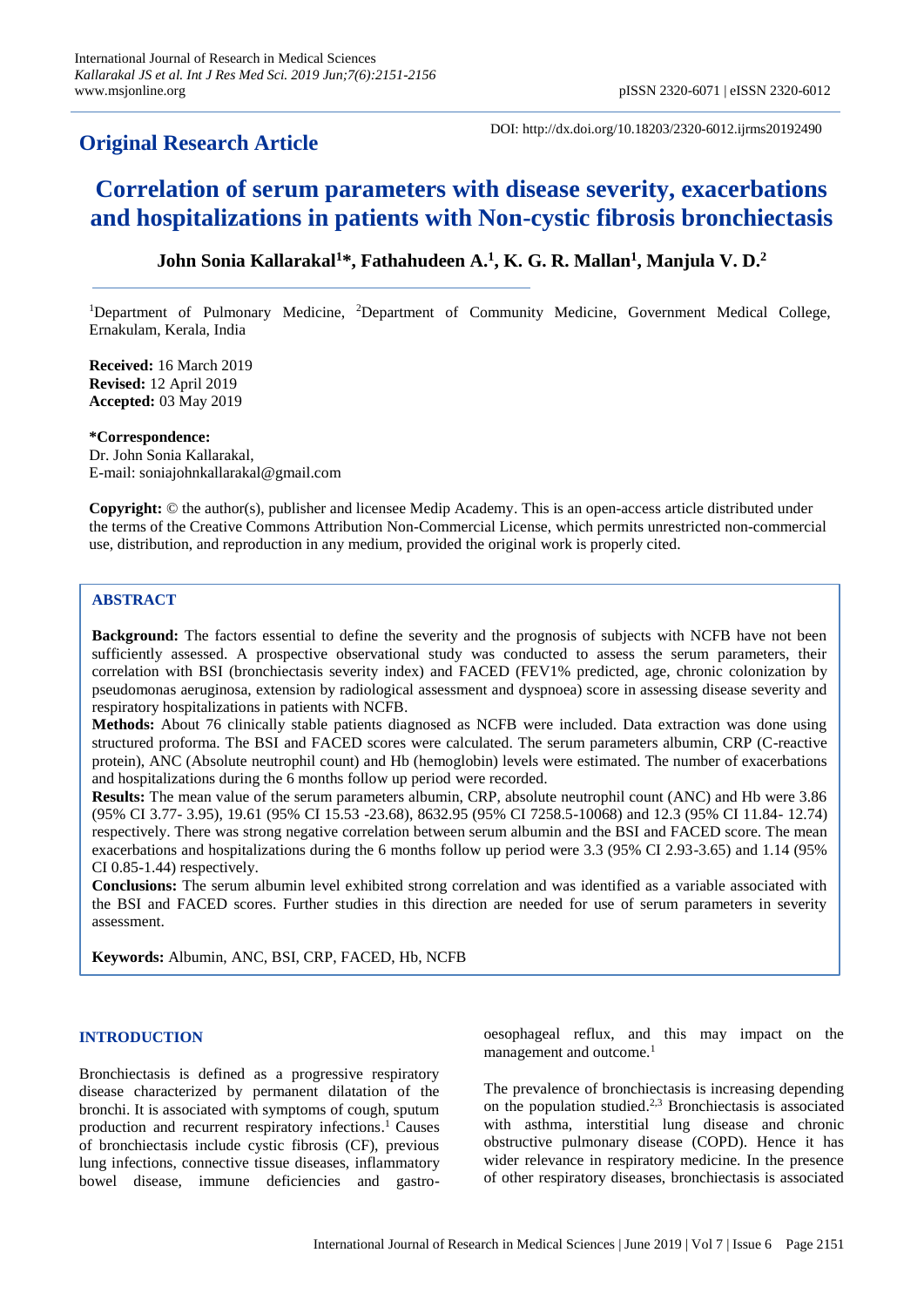## Original Research Article

DOI: http://dx.doi.org/10.18203/2320-6012.ijrms20192490

# Correlation of serum parameters with disease severity, exacerbations and hospitalizations in patients with Non-cystic fibrosis bronchiectasis

**John Sonia Kallarakal[1]\*, Fathahudeen A.[1], K. G. R. Mallan[1], Manjula V. D.[2]**

[1]Department of Pulmonary Medicine, [2]Department of Community Medicine, Government Medical College, Ernakulam, Kerala, India

**Received:** 16 March 2019
**Revised:** 12 April 2019
**Accepted:** 03 May 2019

**\*Correspondence:**
Dr. John Sonia Kallarakal,
E-mail: soniajohnkallarakal@gmail.com

**Copyright:** © the author(s), publisher and licensee Medip Academy. This is an open-access article distributed under the terms of the Creative Commons Attribution Non-Commercial License, which permits unrestricted non-commercial use, distribution, and reproduction in any medium, provided the original work is properly cited.

### ABSTRACT

**Background:** The factors essential to define the severity and the prognosis of subjects with NCFB have not been sufficiently assessed. A prospective observational study was conducted to assess the serum parameters, their correlation with BSI (bronchiectasis severity index) and FACED (FEV1% predicted, age, chronic colonization by pseudomonas aeruginosa, extension by radiological assessment and dyspnoea) score in assessing disease severity and respiratory hospitalizations in patients with NCFB.

**Methods:** About 76 clinically stable patients diagnosed as NCFB were included. Data extraction was done using structured proforma. The BSI and FACED scores were calculated. The serum parameters albumin, CRP (C-reactive protein), ANC (Absolute neutrophil count) and Hb (hemoglobin) levels were estimated. The number of exacerbations and hospitalizations during the 6 months follow up period were recorded.

**Results:** The mean value of the serum parameters albumin, CRP, absolute neutrophil count (ANC) and Hb were 3.86 (95% CI 3.77- 3.95), 19.61 (95% CI 15.53 -23.68), 8632.95 (95% CI 7258.5-10068) and 12.3 (95% CI 11.84- 12.74) respectively. There was strong negative correlation between serum albumin and the BSI and FACED score. The mean exacerbations and hospitalizations during the 6 months follow up period were 3.3 (95% CI 2.93-3.65) and 1.14 (95% CI 0.85-1.44) respectively.

**Conclusions:** The serum albumin level exhibited strong correlation and was identified as a variable associated with the BSI and FACED scores. Further studies in this direction are needed for use of serum parameters in severity assessment.

**Keywords:** Albumin, ANC, BSI, CRP, FACED, Hb, NCFB

### INTRODUCTION

Bronchiectasis is defined as a progressive respiratory disease characterized by permanent dilatation of the bronchi. It is associated with symptoms of cough, sputum production and recurrent respiratory infections.[1] Causes of bronchiectasis include cystic fibrosis (CF), previous lung infections, connective tissue diseases, inflammatory bowel disease, immune deficiencies and gastro-oesophageal reflux, and this may impact on the management and outcome.[1]

The prevalence of bronchiectasis is increasing depending on the population studied.[2,3] Bronchiectasis is associated with asthma, interstitial lung disease and chronic obstructive pulmonary disease (COPD). Hence it has wider relevance in respiratory medicine. In the presence of other respiratory diseases, bronchiectasis is associated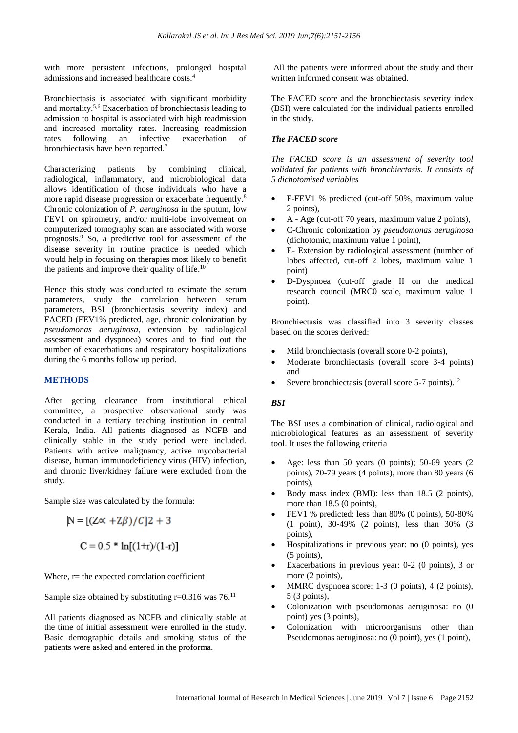with more persistent infections, prolonged hospital admissions and increased healthcare costs.[4]

Bronchiectasis is associated with significant morbidity and mortality.[5,6] Exacerbation of bronchiectasis leading to admission to hospital is associated with high readmission and increased mortality rates. Increasing readmission rates following an infective exacerbation of bronchiectasis have been reported.[7]

Characterizing patients by combining clinical, radiological, inflammatory, and microbiological data allows identification of those individuals who have a more rapid disease progression or exacerbate frequently.[8] Chronic colonization of *P. aeruginosa* in the sputum, low FEV1 on spirometry, and/or multi-lobe involvement on computerized tomography scan are associated with worse prognosis.[9] So, a predictive tool for assessment of the disease severity in routine practice is needed which would help in focusing on therapies most likely to benefit the patients and improve their quality of life.[10]

Hence this study was conducted to estimate the serum parameters, study the correlation between serum parameters, BSI (bronchiectasis severity index) and FACED (FEV1% predicted, age, chronic colonization by *pseudomonas aeruginosa*, extension by radiological assessment and dyspnoea) scores and to find out the number of exacerbations and respiratory hospitalizations during the 6 months follow up period.

## METHODS

After getting clearance from institutional ethical committee, a prospective observational study was conducted in a tertiary teaching institution in central Kerala, India. All patients diagnosed as NCFB and clinically stable in the study period were included. Patients with active malignancy, active mycobacterial disease, human immunodeficiency virus (HIV) infection, and chronic liver/kidney failure were excluded from the study.

Sample size was calculated by the formula:

$$N = [(Z\alpha + Z\beta)/C]2 + 3$$

$$C = 0.5 * \ln[(1+r)/(1-r)]$$

Where, r= the expected correlation coefficient

Sample size obtained by substituting r=0.316 was 76.[11]

All patients diagnosed as NCFB and clinically stable at the time of initial assessment were enrolled in the study. Basic demographic details and smoking status of the patients were asked and entered in the proforma.

All the patients were informed about the study and their written informed consent was obtained.

The FACED score and the bronchiectasis severity index (BSI) were calculated for the individual patients enrolled in the study.

### The FACED score

*The FACED score is an assessment of severity tool validated for patients with bronchiectasis. It consists of 5 dichotomised variables*

- F-FEV1 % predicted (cut-off 50%, maximum value 2 points),
- A - Age (cut-off 70 years, maximum value 2 points),
- C-Chronic colonization by *pseudomonas aeruginosa* (dichotomic, maximum value 1 point),
- E- Extension by radiological assessment (number of lobes affected, cut-off 2 lobes, maximum value 1 point)
- D-Dyspnoea (cut-off grade II on the medical research council (MRC0 scale, maximum value 1 point).

Bronchiectasis was classified into 3 severity classes based on the scores derived:

- Mild bronchiectasis (overall score 0-2 points),
- Moderate bronchiectasis (overall score 3-4 points) and
- Severe bronchiectasis (overall score 5-7 points).[12]

### BSI

The BSI uses a combination of clinical, radiological and microbiological features as an assessment of severity tool. It uses the following criteria

- Age: less than 50 years (0 points); 50-69 years (2 points), 70-79 years (4 points), more than 80 years (6 points),
- Body mass index (BMI): less than 18.5 (2 points), more than 18.5 (0 points),
- FEV1 % predicted: less than 80% (0 points), 50-80% (1 point), 30-49% (2 points), less than 30% (3 points),
- Hospitalizations in previous year: no (0 points), yes (5 points),
- Exacerbations in previous year: 0-2 (0 points), 3 or more (2 points),
- MMRC dyspnoea score: 1-3 (0 points), 4 (2 points), 5 (3 points),
- Colonization with pseudomonas aeruginosa: no (0 point) yes (3 points),
- Colonization with microorganisms other than Pseudomonas aeruginosa: no (0 point), yes (1 point),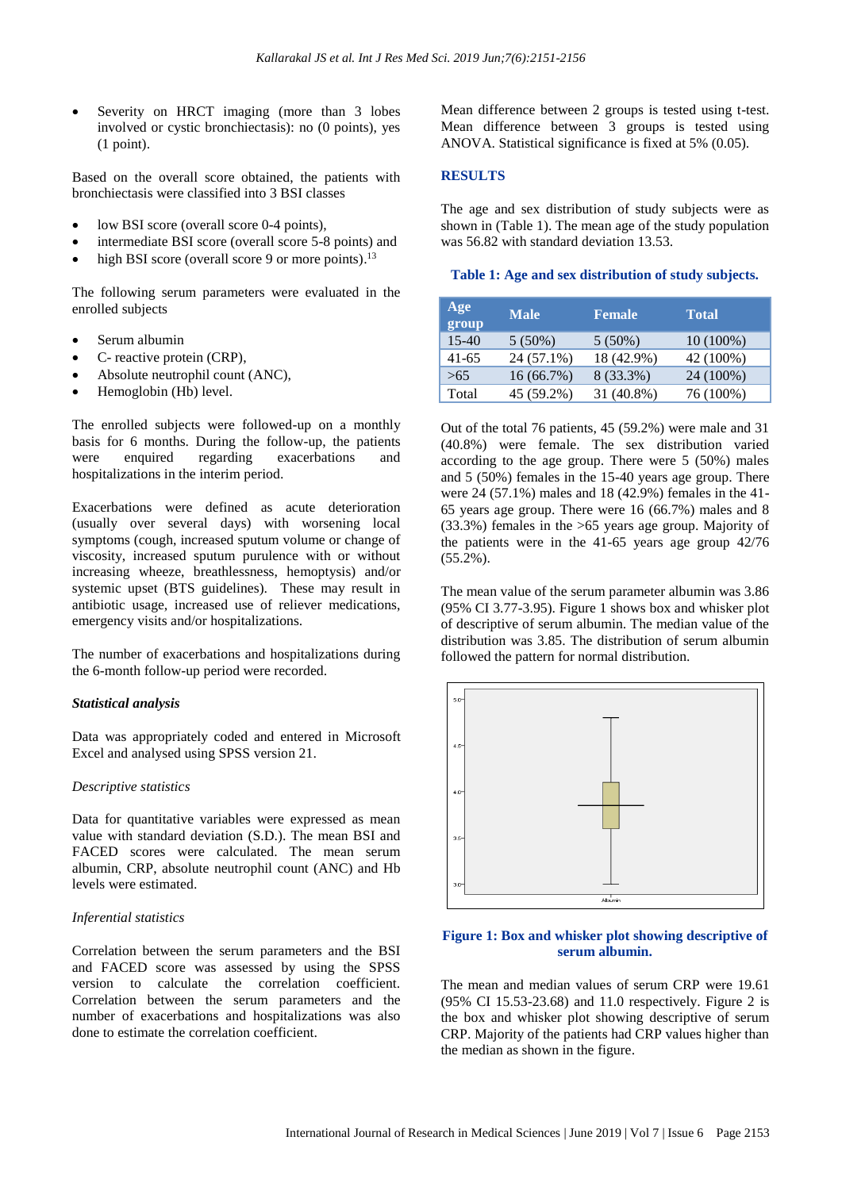- Severity on HRCT imaging (more than 3 lobes involved or cystic bronchiectasis): no (0 points), yes (1 point).

Based on the overall score obtained, the patients with bronchiectasis were classified into 3 BSI classes

- low BSI score (overall score 0-4 points),
- intermediate BSI score (overall score 5-8 points) and
- high BSI score (overall score 9 or more points).[13]

The following serum parameters were evaluated in the enrolled subjects

- Serum albumin
- C- reactive protein (CRP),
- Absolute neutrophil count (ANC),
- Hemoglobin (Hb) level.

The enrolled subjects were followed-up on a monthly basis for 6 months. During the follow-up, the patients were enquired regarding exacerbations and hospitalizations in the interim period.

Exacerbations were defined as acute deterioration (usually over several days) with worsening local symptoms (cough, increased sputum volume or change of viscosity, increased sputum purulence with or without increasing wheeze, breathlessness, hemoptysis) and/or systemic upset (BTS guidelines). These may result in antibiotic usage, increased use of reliever medications, emergency visits and/or hospitalizations.

The number of exacerbations and hospitalizations during the 6-month follow-up period were recorded.

### *Statistical analysis*

Data was appropriately coded and entered in Microsoft Excel and analysed using SPSS version 21.

*Descriptive statistics*

Data for quantitative variables were expressed as mean value with standard deviation (S.D.). The mean BSI and FACED scores were calculated. The mean serum albumin, CRP, absolute neutrophil count (ANC) and Hb levels were estimated.

*Inferential statistics*

Correlation between the serum parameters and the BSI and FACED score was assessed by using the SPSS version to calculate the correlation coefficient. Correlation between the serum parameters and the number of exacerbations and hospitalizations was also done to estimate the correlation coefficient.

Mean difference between 2 groups is tested using t-test. Mean difference between 3 groups is tested using ANOVA. Statistical significance is fixed at 5% (0.05).

## RESULTS

The age and sex distribution of study subjects were as shown in (Table 1). The mean age of the study population was 56.82 with standard deviation 13.53.

**Table 1: Age and sex distribution of study subjects.**

| Age group | Male | Female | Total |
|---|---|---|---|
| 15-40 | 5 (50%) | 5 (50%) | 10 (100%) |
| 41-65 | 24 (57.1%) | 18 (42.9%) | 42 (100%) |
| >65 | 16 (66.7%) | 8 (33.3%) | 24 (100%) |
| Total | 45 (59.2%) | 31 (40.8%) | 76 (100%) |

Out of the total 76 patients, 45 (59.2%) were male and 31 (40.8%) were female. The sex distribution varied according to the age group. There were 5 (50%) males and 5 (50%) females in the 15-40 years age group. There were 24 (57.1%) males and 18 (42.9%) females in the 41-65 years age group. There were 16 (66.7%) males and 8 (33.3%) females in the >65 years age group. Majority of the patients were in the 41-65 years age group 42/76 (55.2%).

The mean value of the serum parameter albumin was 3.86 (95% CI 3.77-3.95). Figure 1 shows box and whisker plot of descriptive of serum albumin. The median value of the distribution was 3.85. The distribution of serum albumin followed the pattern for normal distribution.

**Figure 1: Box and whisker plot showing descriptive of serum albumin.**

The mean and median values of serum CRP were 19.61 (95% CI 15.53-23.68) and 11.0 respectively. Figure 2 is the box and whisker plot showing descriptive of serum CRP. Majority of the patients had CRP values higher than the median as shown in the figure.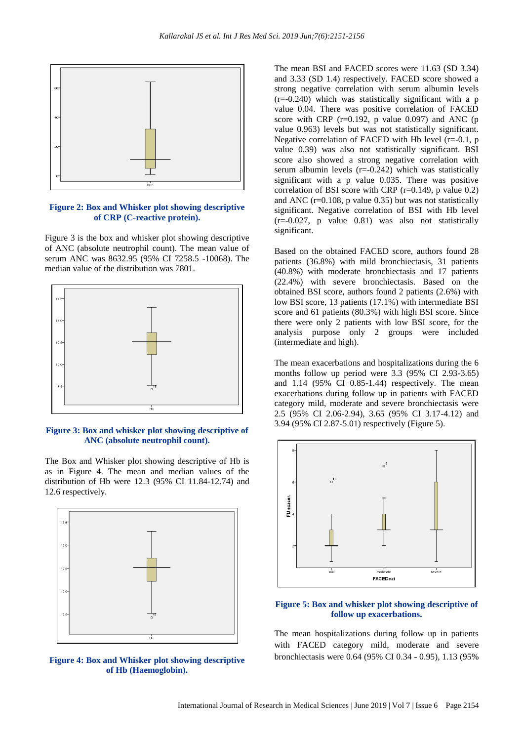**Figure 2: Box and Whisker plot showing descriptive of CRP (C-reactive protein).**

Figure 3 is the box and whisker plot showing descriptive of ANC (absolute neutrophil count). The mean value of serum ANC was 8632.95 (95% CI 7258.5 -10068). The median value of the distribution was 7801.

**Figure 3: Box and whisker plot showing descriptive of ANC (absolute neutrophil count).**

The Box and Whisker plot showing descriptive of Hb is as in Figure 4. The mean and median values of the distribution of Hb were 12.3 (95% CI 11.84-12.74) and 12.6 respectively.

**Figure 4: Box and Whisker plot showing descriptive of Hb (Haemoglobin).**

The mean BSI and FACED scores were 11.63 (SD 3.34) and 3.33 (SD 1.4) respectively. FACED score showed a strong negative correlation with serum albumin levels (r=-0.240) which was statistically significant with a p value 0.04. There was positive correlation of FACED score with CRP (r=0.192, p value 0.097) and ANC (p value 0.963) levels but was not statistically significant. Negative correlation of FACED with Hb level (r=-0.1, p value 0.39) was also not statistically significant. BSI score also showed a strong negative correlation with serum albumin levels (r=-0.242) which was statistically significant with a p value 0.035. There was positive correlation of BSI score with CRP (r=0.149, p value 0.2) and ANC (r=0.108, p value 0.35) but was not statistically significant. Negative correlation of BSI with Hb level (r=-0.027, p value 0.81) was also not statistically significant.

Based on the obtained FACED score, authors found 28 patients (36.8%) with mild bronchiectasis, 31 patients (40.8%) with moderate bronchiectasis and 17 patients (22.4%) with severe bronchiectasis. Based on the obtained BSI score, authors found 2 patients (2.6%) with low BSI score, 13 patients (17.1%) with intermediate BSI score and 61 patients (80.3%) with high BSI score. Since there were only 2 patients with low BSI score, for the analysis purpose only 2 groups were included (intermediate and high).

The mean exacerbations and hospitalizations during the 6 months follow up period were 3.3 (95% CI 2.93-3.65) and 1.14 (95% CI 0.85-1.44) respectively. The mean exacerbations during follow up in patients with FACED category mild, moderate and severe bronchiectasis were 2.5 (95% CI 2.06-2.94), 3.65 (95% CI 3.17-4.12) and 3.94 (95% CI 2.87-5.01) respectively (Figure 5).

**Figure 5: Box and whisker plot showing descriptive of follow up exacerbations.**

The mean hospitalizations during follow up in patients with FACED category mild, moderate and severe bronchiectasis were 0.64 (95% CI 0.34 - 0.95), 1.13 (95%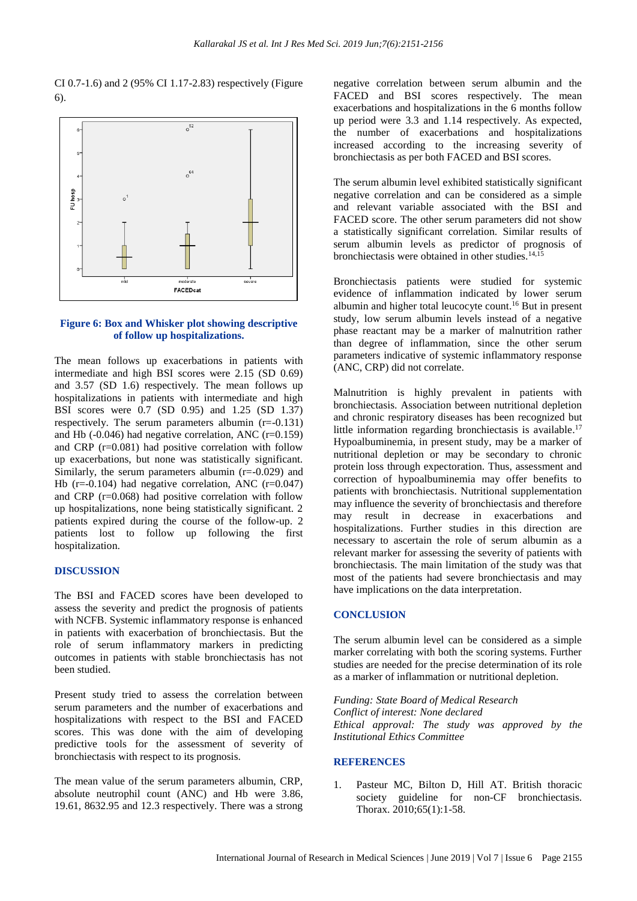CI 0.7-1.6) and 2 (95% CI 1.17-2.83) respectively (Figure 6).

**Figure 6: Box and Whisker plot showing descriptive of follow up hospitalizations.**

The mean follows up exacerbations in patients with intermediate and high BSI scores were 2.15 (SD 0.69) and 3.57 (SD 1.6) respectively. The mean follows up hospitalizations in patients with intermediate and high BSI scores were 0.7 (SD 0.95) and 1.25 (SD 1.37) respectively. The serum parameters albumin (r=-0.131) and Hb (-0.046) had negative correlation, ANC (r=0.159) and CRP (r=0.081) had positive correlation with follow up exacerbations, but none was statistically significant. Similarly, the serum parameters albumin (r=-0.029) and Hb (r=-0.104) had negative correlation, ANC (r=0.047) and CRP (r=0.068) had positive correlation with follow up hospitalizations, none being statistically significant. 2 patients expired during the course of the follow-up. 2 patients lost to follow up following the first hospitalization.

## DISCUSSION

The BSI and FACED scores have been developed to assess the severity and predict the prognosis of patients with NCFB. Systemic inflammatory response is enhanced in patients with exacerbation of bronchiectasis. But the role of serum inflammatory markers in predicting outcomes in patients with stable bronchiectasis has not been studied.

Present study tried to assess the correlation between serum parameters and the number of exacerbations and hospitalizations with respect to the BSI and FACED scores. This was done with the aim of developing predictive tools for the assessment of severity of bronchiectasis with respect to its prognosis.

The mean value of the serum parameters albumin, CRP, absolute neutrophil count (ANC) and Hb were 3.86, 19.61, 8632.95 and 12.3 respectively. There was a strong negative correlation between serum albumin and the FACED and BSI scores respectively. The mean exacerbations and hospitalizations in the 6 months follow up period were 3.3 and 1.14 respectively. As expected, the number of exacerbations and hospitalizations increased according to the increasing severity of bronchiectasis as per both FACED and BSI scores.

The serum albumin level exhibited statistically significant negative correlation and can be considered as a simple and relevant variable associated with the BSI and FACED score. The other serum parameters did not show a statistically significant correlation. Similar results of serum albumin levels as predictor of prognosis of bronchiectasis were obtained in other studies.[14,15]

Bronchiectasis patients were studied for systemic evidence of inflammation indicated by lower serum albumin and higher total leucocyte count.[16] But in present study, low serum albumin levels instead of a negative phase reactant may be a marker of malnutrition rather than degree of inflammation, since the other serum parameters indicative of systemic inflammatory response (ANC, CRP) did not correlate.

Malnutrition is highly prevalent in patients with bronchiectasis. Association between nutritional depletion and chronic respiratory diseases has been recognized but little information regarding bronchiectasis is available.[17] Hypoalbuminemia, in present study, may be a marker of nutritional depletion or may be secondary to chronic protein loss through expectoration. Thus, assessment and correction of hypoalbuminemia may offer benefits to patients with bronchiectasis. Nutritional supplementation may influence the severity of bronchiectasis and therefore may result in decrease in exacerbations and hospitalizations. Further studies in this direction are necessary to ascertain the role of serum albumin as a relevant marker for assessing the severity of patients with bronchiectasis. The main limitation of the study was that most of the patients had severe bronchiectasis and may have implications on the data interpretation.

## CONCLUSION

The serum albumin level can be considered as a simple marker correlating with both the scoring systems. Further studies are needed for the precise determination of its role as a marker of inflammation or nutritional depletion.

*Funding: State Board of Medical Research*
*Conflict of interest: None declared*
*Ethical approval: The study was approved by the Institutional Ethics Committee*

## REFERENCES

1. Pasteur MC, Bilton D, Hill AT. British thoracic society guideline for non-CF bronchiectasis. Thorax. 2010;65(1):1-58.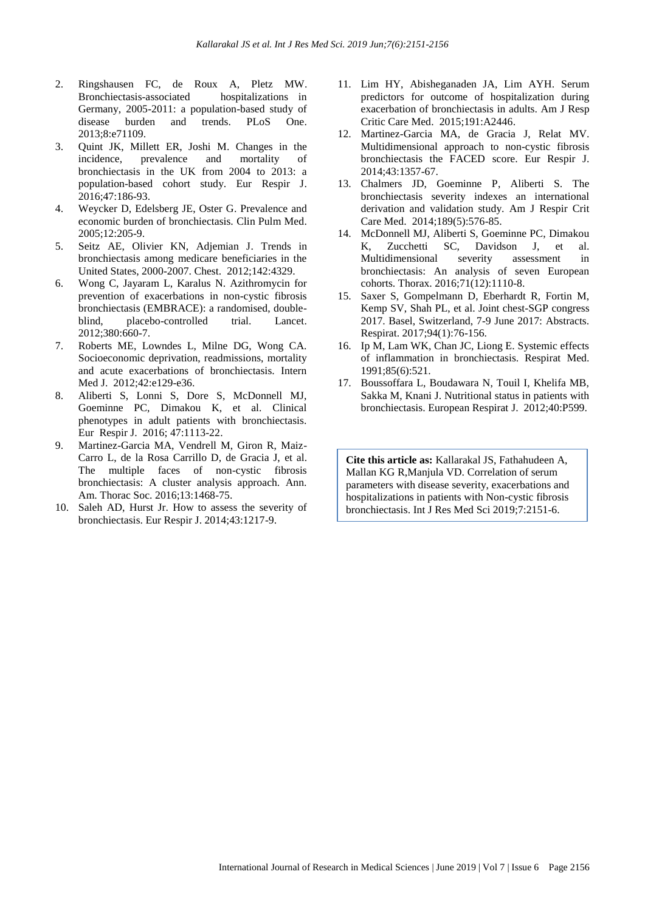2. Ringshausen FC, de Roux A, Pletz MW. Bronchiectasis-associated hospitalizations in Germany, 2005-2011: a population-based study of disease burden and trends. PLoS One. 2013;8:e71109.
3. Quint JK, Millett ER, Joshi M. Changes in the incidence, prevalence and mortality of bronchiectasis in the UK from 2004 to 2013: a population-based cohort study. Eur Respir J. 2016;47:186-93.
4. Weycker D, Edelsberg JE, Oster G. Prevalence and economic burden of bronchiectasis. Clin Pulm Med. 2005;12:205-9.
5. Seitz AE, Olivier KN, Adjemian J. Trends in bronchiectasis among medicare beneficiaries in the United States, 2000-2007. Chest. 2012;142:4329.
6. Wong C, Jayaram L, Karalus N. Azithromycin for prevention of exacerbations in non-cystic fibrosis bronchiectasis (EMBRACE): a randomised, double-blind, placebo-controlled trial. Lancet. 2012;380:660-7.
7. Roberts ME, Lowndes L, Milne DG, Wong CA. Socioeconomic deprivation, readmissions, mortality and acute exacerbations of bronchiectasis. Intern Med J. 2012;42:e129-e36.
8. Aliberti S, Lonni S, Dore S, McDonnell MJ, Goeminne PC, Dimakou K, et al. Clinical phenotypes in adult patients with bronchiectasis. Eur Respir J. 2016; 47:1113-22.
9. Martinez-Garcia MA, Vendrell M, Giron R, Maiz-Carro L, de la Rosa Carrillo D, de Gracia J, et al. The multiple faces of non-cystic fibrosis bronchiectasis: A cluster analysis approach. Ann. Am. Thorac Soc. 2016;13:1468-75.
10. Saleh AD, Hurst Jr. How to assess the severity of bronchiectasis. Eur Respir J. 2014;43:1217-9.
11. Lim HY, Abisheganaden JA, Lim AYH. Serum predictors for outcome of hospitalization during exacerbation of bronchiectasis in adults. Am J Resp Critic Care Med. 2015;191:A2446.
12. Martinez-Garcia MA, de Gracia J, Relat MV. Multidimensional approach to non-cystic fibrosis bronchiectasis the FACED score. Eur Respir J. 2014;43:1357-67.
13. Chalmers JD, Goeminne P, Aliberti S. The bronchiectasis severity indexes an international derivation and validation study. Am J Respir Crit Care Med. 2014;189(5):576-85.
14. McDonnell MJ, Aliberti S, Goeminne PC, Dimakou K, Zucchetti SC, Davidson J, et al. Multidimensional severity assessment in bronchiectasis: An analysis of seven European cohorts. Thorax. 2016;71(12):1110-8.
15. Saxer S, Gompelmann D, Eberhardt R, Fortin M, Kemp SV, Shah PL, et al. Joint chest-SGP congress 2017. Basel, Switzerland, 7-9 June 2017: Abstracts. Respirat. 2017;94(1):76-156.
16. Ip M, Lam WK, Chan JC, Liong E. Systemic effects of inflammation in bronchiectasis. Respirat Med. 1991;85(6):521.
17. Boussoffara L, Boudawara N, Touil I, Khelifa MB, Sakka M, Knani J. Nutritional status in patients with bronchiectasis. European Respirat J. 2012;40:P599.

**Cite this article as:** Kallarakal JS, Fathahudeen A, Mallan KG R,Manjula VD. Correlation of serum parameters with disease severity, exacerbations and hospitalizations in patients with Non-cystic fibrosis bronchiectasis. Int J Res Med Sci 2019;7:2151-6.